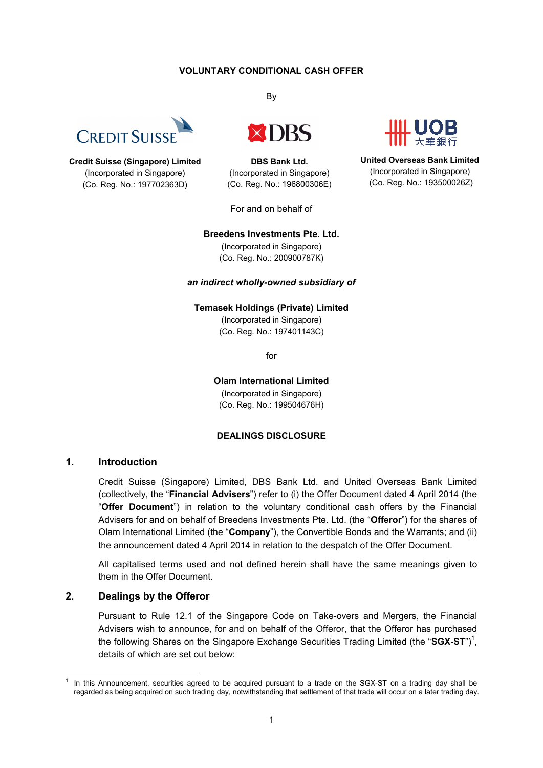**VOLUNTARY CONDITIONAL CASH OFFER**

By

**Credit Suisse (Singapore) Limited**
(Incorporated in Singapore)
(Co. Reg. No.: 197702363D)

**DBS Bank Ltd.**
(Incorporated in Singapore)
(Co. Reg. No.: 196800306E)

**United Overseas Bank Limited**
(Incorporated in Singapore)
(Co. Reg. No.: 193500026Z)

For and on behalf of

**Breedens Investments Pte. Ltd.**
(Incorporated in Singapore)
(Co. Reg. No.: 200900787K)

***an indirect wholly-owned subsidiary of***

**Temasek Holdings (Private) Limited**
(Incorporated in Singapore)
(Co. Reg. No.: 197401143C)

for

**Olam International Limited**
(Incorporated in Singapore)
(Co. Reg. No.: 199504676H)

**DEALINGS DISCLOSURE**

## 1. Introduction

Credit Suisse (Singapore) Limited, DBS Bank Ltd. and United Overseas Bank Limited (collectively, the "**Financial Advisers**") refer to (i) the Offer Document dated 4 April 2014 (the "**Offer Document**") in relation to the voluntary conditional cash offers by the Financial Advisers for and on behalf of Breedens Investments Pte. Ltd. (the "**Offeror**") for the shares of Olam International Limited (the "**Company**"), the Convertible Bonds and the Warrants; and (ii) the announcement dated 4 April 2014 in relation to the despatch of the Offer Document.

All capitalised terms used and not defined herein shall have the same meanings given to them in the Offer Document.

## 2. Dealings by the Offeror

Pursuant to Rule 12.1 of the Singapore Code on Take-overs and Mergers, the Financial Advisers wish to announce, for and on behalf of the Offeror, that the Offeror has purchased the following Shares on the Singapore Exchange Securities Trading Limited (the "**SGX-ST**")[1], details of which are set out below:

[1] In this Announcement, securities agreed to be acquired pursuant to a trade on the SGX-ST on a trading day shall be regarded as being acquired on such trading day, notwithstanding that settlement of that trade will occur on a later trading day.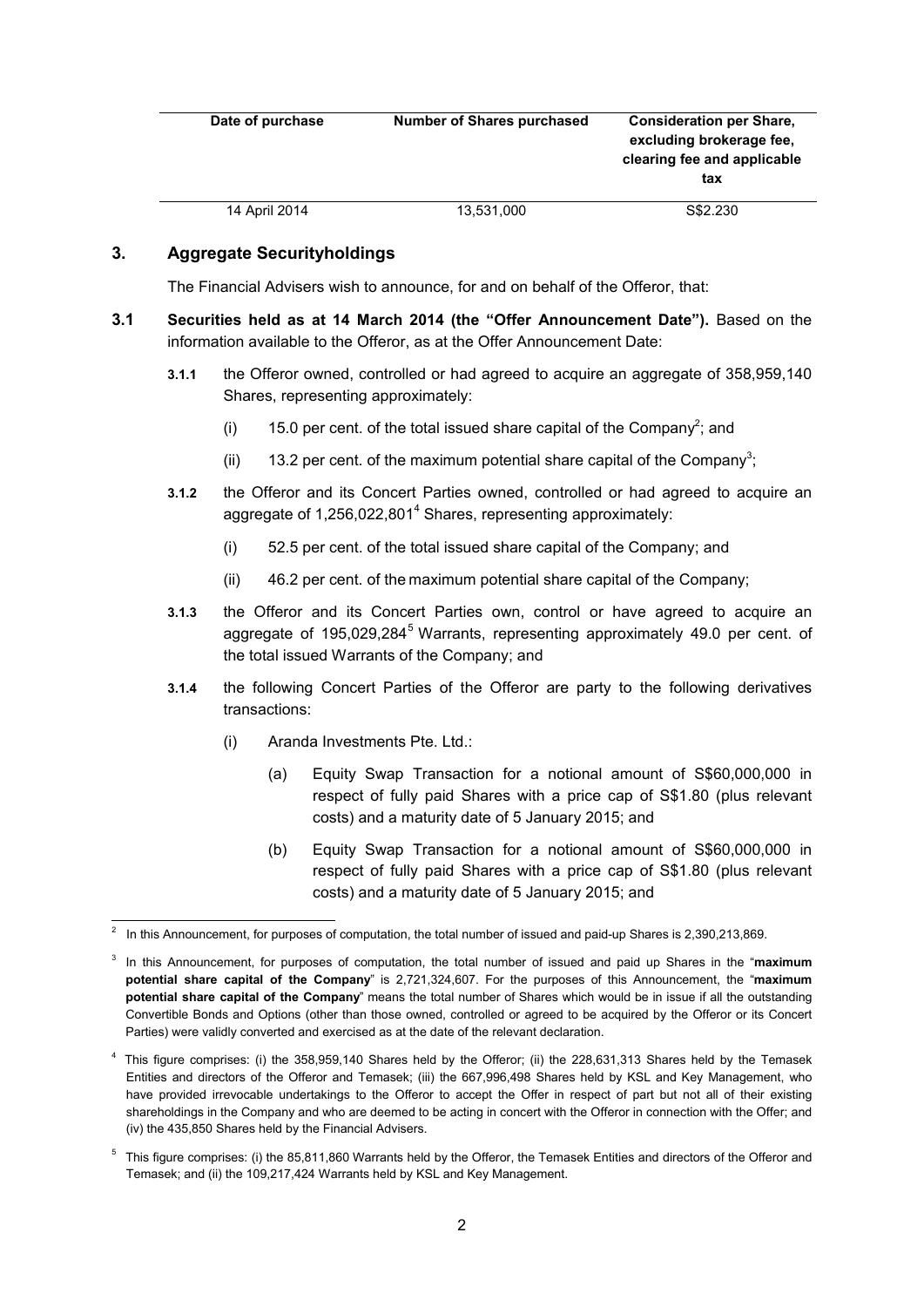| Date of purchase | Number of Shares purchased | Consideration per Share, excluding brokerage fee, clearing fee and applicable tax |
|---|---|---|
| 14 April 2014 | 13,531,000 | S$2.230 |

## 3. Aggregate Securityholdings

The Financial Advisers wish to announce, for and on behalf of the Offeror, that:

**3.1 Securities held as at 14 March 2014 (the "Offer Announcement Date").** Based on the information available to the Offeror, as at the Offer Announcement Date:

**3.1.1** the Offeror owned, controlled or had agreed to acquire an aggregate of 358,959,140 Shares, representing approximately:

(i) 15.0 per cent. of the total issued share capital of the Company[2]; and

(ii) 13.2 per cent. of the maximum potential share capital of the Company[3];

**3.1.2** the Offeror and its Concert Parties owned, controlled or had agreed to acquire an aggregate of 1,256,022,801[4] Shares, representing approximately:

(i) 52.5 per cent. of the total issued share capital of the Company; and

(ii) 46.2 per cent. of the maximum potential share capital of the Company;

**3.1.3** the Offeror and its Concert Parties own, control or have agreed to acquire an aggregate of 195,029,284[5] Warrants, representing approximately 49.0 per cent. of the total issued Warrants of the Company; and

**3.1.4** the following Concert Parties of the Offeror are party to the following derivatives transactions:

(i) Aranda Investments Pte. Ltd.:

(a) Equity Swap Transaction for a notional amount of S$60,000,000 in respect of fully paid Shares with a price cap of S$1.80 (plus relevant costs) and a maturity date of 5 January 2015; and

(b) Equity Swap Transaction for a notional amount of S$60,000,000 in respect of fully paid Shares with a price cap of S$1.80 (plus relevant costs) and a maturity date of 5 January 2015; and

---

[2] In this Announcement, for purposes of computation, the total number of issued and paid-up Shares is 2,390,213,869.

[3] In this Announcement, for purposes of computation, the total number of issued and paid up Shares in the "**maximum potential share capital of the Company**" is 2,721,324,607. For the purposes of this Announcement, the "**maximum potential share capital of the Company**" means the total number of Shares which would be in issue if all the outstanding Convertible Bonds and Options (other than those owned, controlled or agreed to be acquired by the Offeror or its Concert Parties) were validly converted and exercised as at the date of the relevant declaration.

[4] This figure comprises: (i) the 358,959,140 Shares held by the Offeror; (ii) the 228,631,313 Shares held by the Temasek Entities and directors of the Offeror and Temasek; (iii) the 667,996,498 Shares held by KSL and Key Management, who have provided irrevocable undertakings to the Offeror to accept the Offer in respect of part but not all of their existing shareholdings in the Company and who are deemed to be acting in concert with the Offeror in connection with the Offer; and (iv) the 435,850 Shares held by the Financial Advisers.

[5] This figure comprises: (i) the 85,811,860 Warrants held by the Offeror, the Temasek Entities and directors of the Offeror and Temasek; and (ii) the 109,217,424 Warrants held by KSL and Key Management.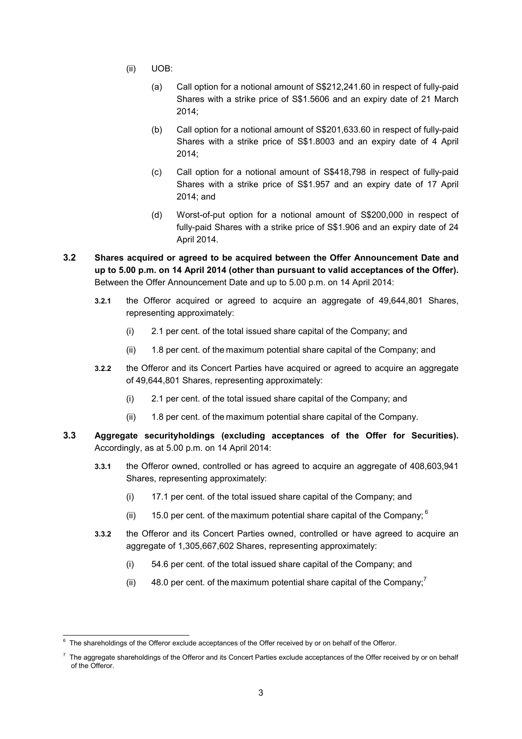(ii) UOB:

(a) Call option for a notional amount of S$212,241.60 in respect of fully-paid Shares with a strike price of S$1.5606 and an expiry date of 21 March 2014;

(b) Call option for a notional amount of S$201,633.60 in respect of fully-paid Shares with a strike price of S$1.8003 and an expiry date of 4 April 2014;

(c) Call option for a notional amount of S$418,798 in respect of fully-paid Shares with a strike price of S$1.957 and an expiry date of 17 April 2014; and

(d) Worst-of-put option for a notional amount of S$200,000 in respect of fully-paid Shares with a strike price of S$1.906 and an expiry date of 24 April 2014.

**3.2 Shares acquired or agreed to be acquired between the Offer Announcement Date and up to 5.00 p.m. on 14 April 2014 (other than pursuant to valid acceptances of the Offer).** Between the Offer Announcement Date and up to 5.00 p.m. on 14 April 2014:

**3.2.1** the Offeror acquired or agreed to acquire an aggregate of 49,644,801 Shares, representing approximately:

(i) 2.1 per cent. of the total issued share capital of the Company; and

(ii) 1.8 per cent. of the maximum potential share capital of the Company; and

**3.2.2** the Offeror and its Concert Parties have acquired or agreed to acquire an aggregate of 49,644,801 Shares, representing approximately:

(i) 2.1 per cent. of the total issued share capital of the Company; and

(ii) 1.8 per cent. of the maximum potential share capital of the Company.

**3.3 Aggregate securityholdings (excluding acceptances of the Offer for Securities).** Accordingly, as at 5.00 p.m. on 14 April 2014:

**3.3.1** the Offeror owned, controlled or has agreed to acquire an aggregate of 408,603,941 Shares, representing approximately:

(i) 17.1 per cent. of the total issued share capital of the Company; and

(ii) 15.0 per cent. of the maximum potential share capital of the Company; [6]

**3.3.2** the Offeror and its Concert Parties owned, controlled or have agreed to acquire an aggregate of 1,305,667,602 Shares, representing approximately:

(i) 54.6 per cent. of the total issued share capital of the Company; and

(ii) 48.0 per cent. of the maximum potential share capital of the Company;[7]

---

[6] The shareholdings of the Offeror exclude acceptances of the Offer received by or on behalf of the Offeror.

[7] The aggregate shareholdings of the Offeror and its Concert Parties exclude acceptances of the Offer received by or on behalf of the Offeror.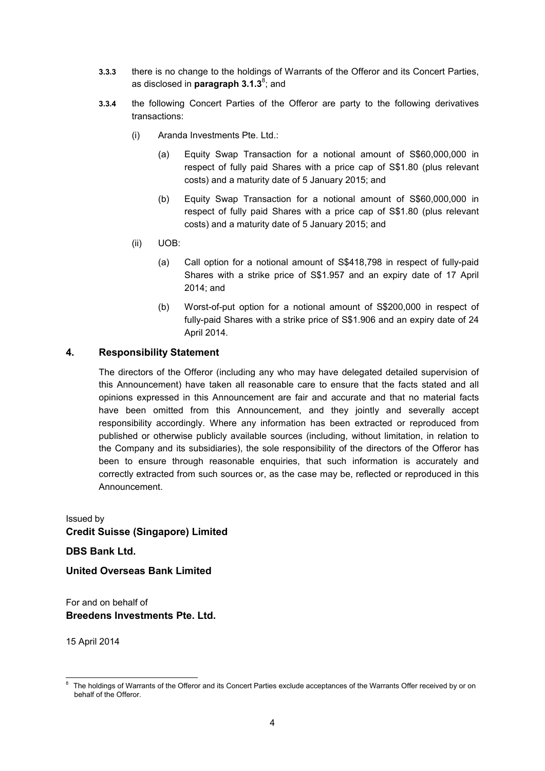**3.3.3** there is no change to the holdings of Warrants of the Offeror and its Concert Parties, as disclosed in **paragraph 3.1.3**[8]; and

**3.3.4** the following Concert Parties of the Offeror are party to the following derivatives transactions:

(i) Aranda Investments Pte. Ltd.:

(a) Equity Swap Transaction for a notional amount of S$60,000,000 in respect of fully paid Shares with a price cap of S$1.80 (plus relevant costs) and a maturity date of 5 January 2015; and

(b) Equity Swap Transaction for a notional amount of S$60,000,000 in respect of fully paid Shares with a price cap of S$1.80 (plus relevant costs) and a maturity date of 5 January 2015; and

(ii) UOB:

(a) Call option for a notional amount of S$418,798 in respect of fully-paid Shares with a strike price of S$1.957 and an expiry date of 17 April 2014; and

(b) Worst-of-put option for a notional amount of S$200,000 in respect of fully-paid Shares with a strike price of S$1.906 and an expiry date of 24 April 2014.

## 4. Responsibility Statement

The directors of the Offeror (including any who may have delegated detailed supervision of this Announcement) have taken all reasonable care to ensure that the facts stated and all opinions expressed in this Announcement are fair and accurate and that no material facts have been omitted from this Announcement, and they jointly and severally accept responsibility accordingly. Where any information has been extracted or reproduced from published or otherwise publicly available sources (including, without limitation, in relation to the Company and its subsidiaries), the sole responsibility of the directors of the Offeror has been to ensure through reasonable enquiries, that such information is accurately and correctly extracted from such sources or, as the case may be, reflected or reproduced in this Announcement.

Issued by
**Credit Suisse (Singapore) Limited**

**DBS Bank Ltd.**

**United Overseas Bank Limited**

For and on behalf of
**Breedens Investments Pte. Ltd.**

15 April 2014

[8] The holdings of Warrants of the Offeror and its Concert Parties exclude acceptances of the Warrants Offer received by or on behalf of the Offeror.